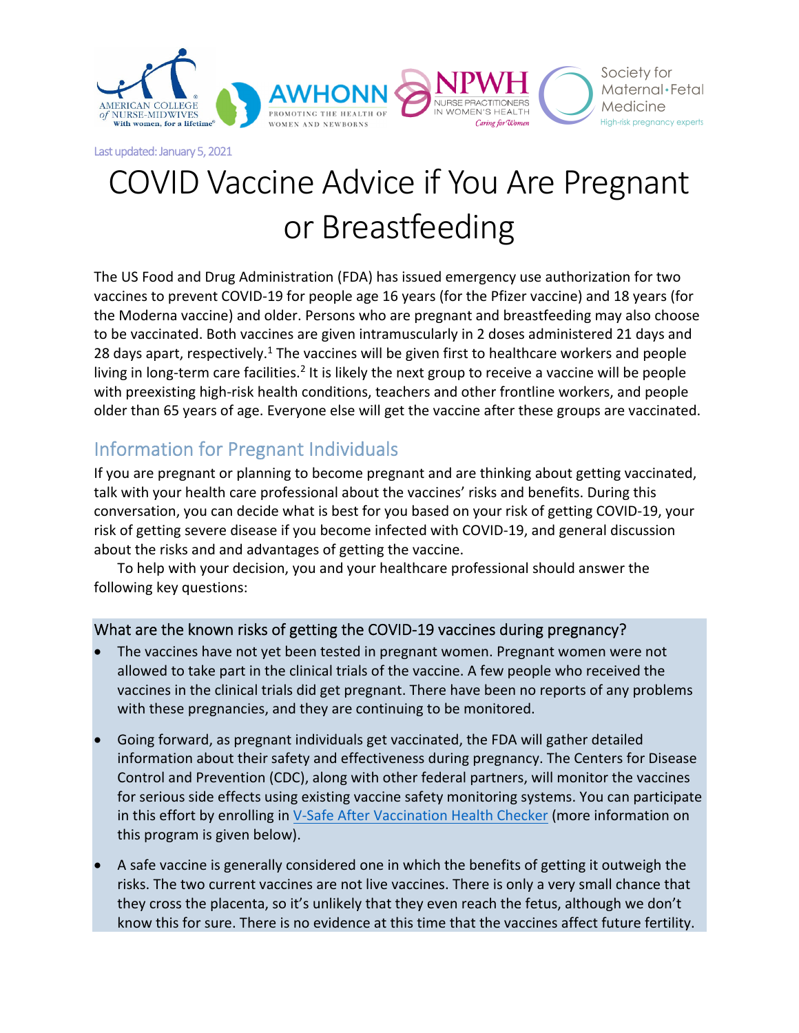Last updated: January 5, 2021

# COVID Vaccine Advice if You Are Pregnant or Breastfeeding

The US Food and Drug Administration (FDA) has issued emergency use authorization for two vaccines to prevent COVID-19 for people age 16 years (for the Pfizer vaccine) and 18 years (for the Moderna vaccine) and older. Persons who are pregnant and breastfeeding may also choose to be vaccinated. Both vaccines are given intramuscularly in 2 doses administered 21 days and 28 days apart, respectively.[1] The vaccines will be given first to healthcare workers and people living in long-term care facilities.[2] It is likely the next group to receive a vaccine will be people with preexisting high-risk health conditions, teachers and other frontline workers, and people older than 65 years of age. Everyone else will get the vaccine after these groups are vaccinated.

## Information for Pregnant Individuals

If you are pregnant or planning to become pregnant and are thinking about getting vaccinated, talk with your health care professional about the vaccines' risks and benefits. During this conversation, you can decide what is best for you based on your risk of getting COVID-19, your risk of getting severe disease if you become infected with COVID-19, and general discussion about the risks and and advantages of getting the vaccine.

To help with your decision, you and your healthcare professional should answer the following key questions:

### What are the known risks of getting the COVID-19 vaccines during pregnancy?

- The vaccines have not yet been tested in pregnant women. Pregnant women were not allowed to take part in the clinical trials of the vaccine. A few people who received the vaccines in the clinical trials did get pregnant. There have been no reports of any problems with these pregnancies, and they are continuing to be monitored.
- Going forward, as pregnant individuals get vaccinated, the FDA will gather detailed information about their safety and effectiveness during pregnancy. The Centers for Disease Control and Prevention (CDC), along with other federal partners, will monitor the vaccines for serious side effects using existing vaccine safety monitoring systems. You can participate in this effort by enrolling in V-Safe After Vaccination Health Checker (more information on this program is given below).
- A safe vaccine is generally considered one in which the benefits of getting it outweigh the risks. The two current vaccines are not live vaccines. There is only a very small chance that they cross the placenta, so it's unlikely that they even reach the fetus, although we don't know this for sure. There is no evidence at this time that the vaccines affect future fertility.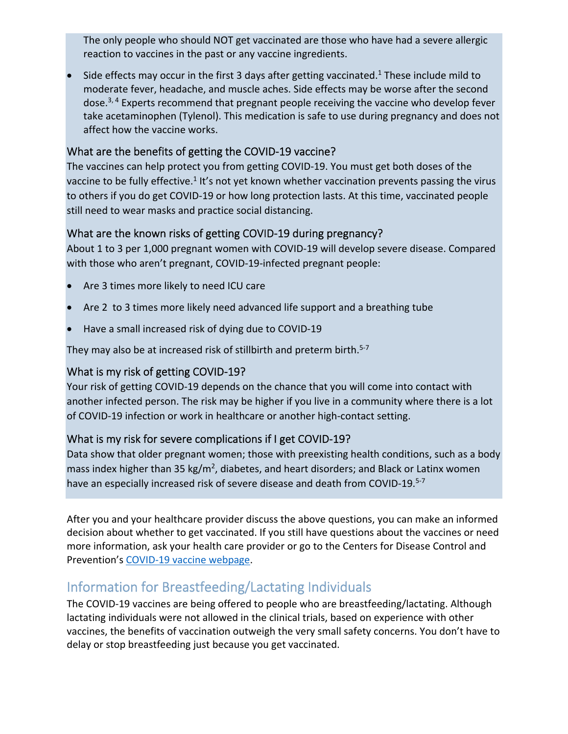The only people who should NOT get vaccinated are those who have had a severe allergic reaction to vaccines in the past or any vaccine ingredients.

- Side effects may occur in the first 3 days after getting vaccinated.[1] These include mild to moderate fever, headache, and muscle aches. Side effects may be worse after the second dose.[3, 4] Experts recommend that pregnant people receiving the vaccine who develop fever take acetaminophen (Tylenol). This medication is safe to use during pregnancy and does not affect how the vaccine works.

### What are the benefits of getting the COVID-19 vaccine?

The vaccines can help protect you from getting COVID-19. You must get both doses of the vaccine to be fully effective.[1] It's not yet known whether vaccination prevents passing the virus to others if you do get COVID-19 or how long protection lasts. At this time, vaccinated people still need to wear masks and practice social distancing.

### What are the known risks of getting COVID-19 during pregnancy?

About 1 to 3 per 1,000 pregnant women with COVID-19 will develop severe disease. Compared with those who aren't pregnant, COVID-19-infected pregnant people:

- Are 3 times more likely to need ICU care
- Are 2 to 3 times more likely need advanced life support and a breathing tube
- Have a small increased risk of dying due to COVID-19

They may also be at increased risk of stillbirth and preterm birth.[5-7]

### What is my risk of getting COVID-19?

Your risk of getting COVID-19 depends on the chance that you will come into contact with another infected person. The risk may be higher if you live in a community where there is a lot of COVID-19 infection or work in healthcare or another high-contact setting.

### What is my risk for severe complications if I get COVID-19?

Data show that older pregnant women; those with preexisting health conditions, such as a body mass index higher than 35 kg/m$^2$, diabetes, and heart disorders; and Black or Latinx women have an especially increased risk of severe disease and death from COVID-19.[5-7]

After you and your healthcare provider discuss the above questions, you can make an informed decision about whether to get vaccinated. If you still have questions about the vaccines or need more information, ask your health care provider or go to the Centers for Disease Control and Prevention's COVID-19 vaccine webpage.

## Information for Breastfeeding/Lactating Individuals

The COVID-19 vaccines are being offered to people who are breastfeeding/lactating. Although lactating individuals were not allowed in the clinical trials, based on experience with other vaccines, the benefits of vaccination outweigh the very small safety concerns. You don't have to delay or stop breastfeeding just because you get vaccinated.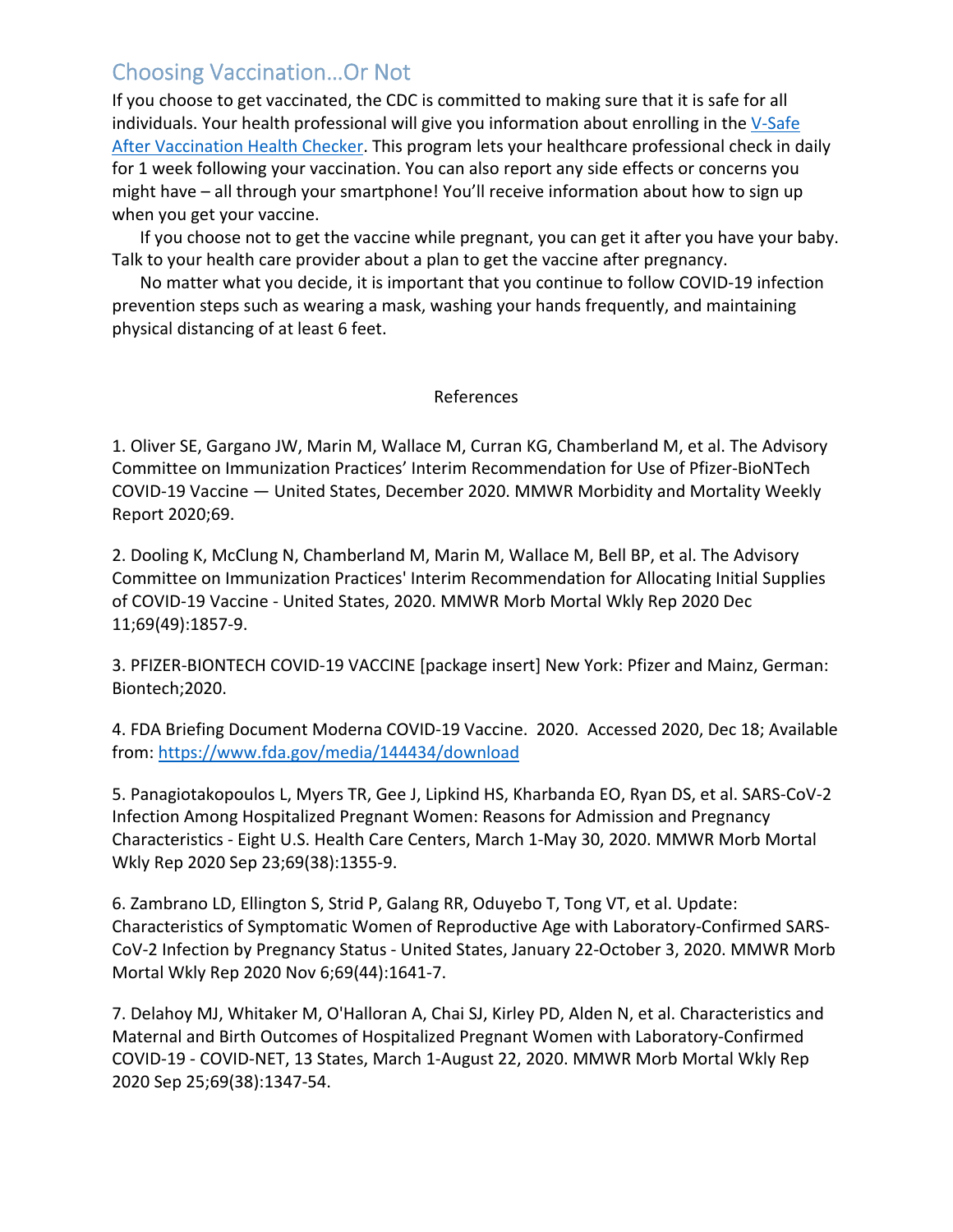## Choosing Vaccination…Or Not

If you choose to get vaccinated, the CDC is committed to making sure that it is safe for all individuals. Your health professional will give you information about enrolling in the [V-Safe After Vaccination Health Checker](). This program lets your healthcare professional check in daily for 1 week following your vaccination. You can also report any side effects or concerns you might have – all through your smartphone! You'll receive information about how to sign up when you get your vaccine.

If you choose not to get the vaccine while pregnant, you can get it after you have your baby. Talk to your health care provider about a plan to get the vaccine after pregnancy.

No matter what you decide, it is important that you continue to follow COVID-19 infection prevention steps such as wearing a mask, washing your hands frequently, and maintaining physical distancing of at least 6 feet.

### References

1. Oliver SE, Gargano JW, Marin M, Wallace M, Curran KG, Chamberland M, et al. The Advisory Committee on Immunization Practices' Interim Recommendation for Use of Pfizer-BioNTech COVID-19 Vaccine — United States, December 2020. MMWR Morbidity and Mortality Weekly Report 2020;69.

2. Dooling K, McClung N, Chamberland M, Marin M, Wallace M, Bell BP, et al. The Advisory Committee on Immunization Practices' Interim Recommendation for Allocating Initial Supplies of COVID-19 Vaccine - United States, 2020. MMWR Morb Mortal Wkly Rep 2020 Dec 11;69(49):1857-9.

3. PFIZER-BIONTECH COVID-19 VACCINE [package insert] New York: Pfizer and Mainz, German: Biontech;2020.

4. FDA Briefing Document Moderna COVID-19 Vaccine. 2020. Accessed 2020, Dec 18; Available from: https://www.fda.gov/media/144434/download

5. Panagiotakopoulos L, Myers TR, Gee J, Lipkind HS, Kharbanda EO, Ryan DS, et al. SARS-CoV-2 Infection Among Hospitalized Pregnant Women: Reasons for Admission and Pregnancy Characteristics - Eight U.S. Health Care Centers, March 1-May 30, 2020. MMWR Morb Mortal Wkly Rep 2020 Sep 23;69(38):1355-9.

6. Zambrano LD, Ellington S, Strid P, Galang RR, Oduyebo T, Tong VT, et al. Update: Characteristics of Symptomatic Women of Reproductive Age with Laboratory-Confirmed SARS-CoV-2 Infection by Pregnancy Status - United States, January 22-October 3, 2020. MMWR Morb Mortal Wkly Rep 2020 Nov 6;69(44):1641-7.

7. Delahoy MJ, Whitaker M, O'Halloran A, Chai SJ, Kirley PD, Alden N, et al. Characteristics and Maternal and Birth Outcomes of Hospitalized Pregnant Women with Laboratory-Confirmed COVID-19 - COVID-NET, 13 States, March 1-August 22, 2020. MMWR Morb Mortal Wkly Rep 2020 Sep 25;69(38):1347-54.